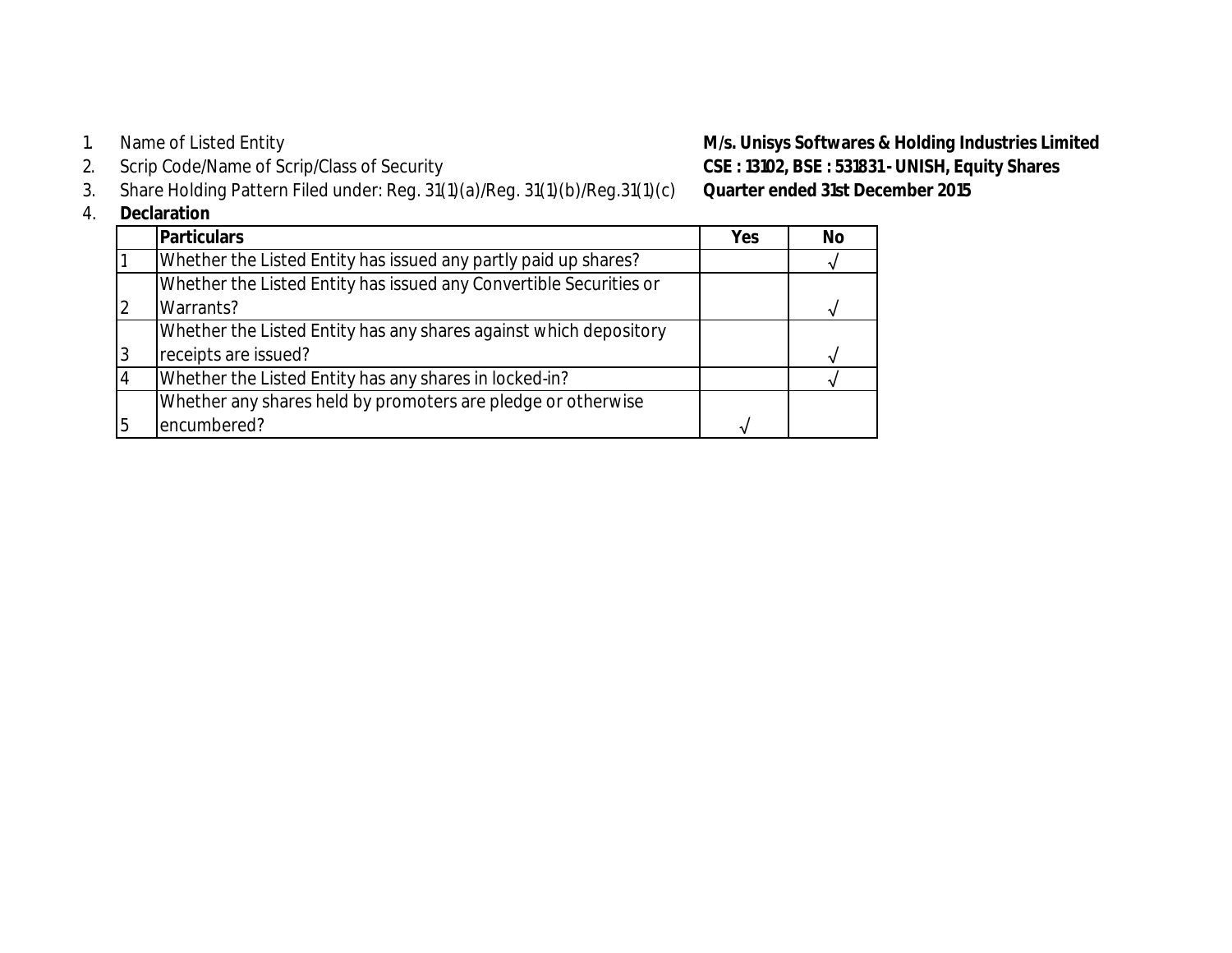1. Name of Listed Entity **M/s. Unisys Softwares & Holding Industries Limited**
2. Scrip Code/Name of Scrip/Class of Security **CSE : 13102, BSE : 531831 - UNISH, Equity Shares**
3. Share Holding Pattern Filed under: Reg. 31(1)(a)/Reg. 31(1)(b)/Reg.31(1)(c) **Quarter ended 31st December 2015**
4. **Declaration**

| | **Particulars** | **Yes** | **No** |
|---|---|---|---|
| 1 | Whether the Listed Entity has issued any partly paid up shares? | | √ |
| 2 | Whether the Listed Entity has issued any Convertible Securities or Warrants? | | √ |
| 3 | Whether the Listed Entity has any shares against which depository receipts are issued? | | √ |
| 4 | Whether the Listed Entity has any shares in locked-in? | | √ |
| 5 | Whether any shares held by promoters are pledge or otherwise encumbered? | √ | |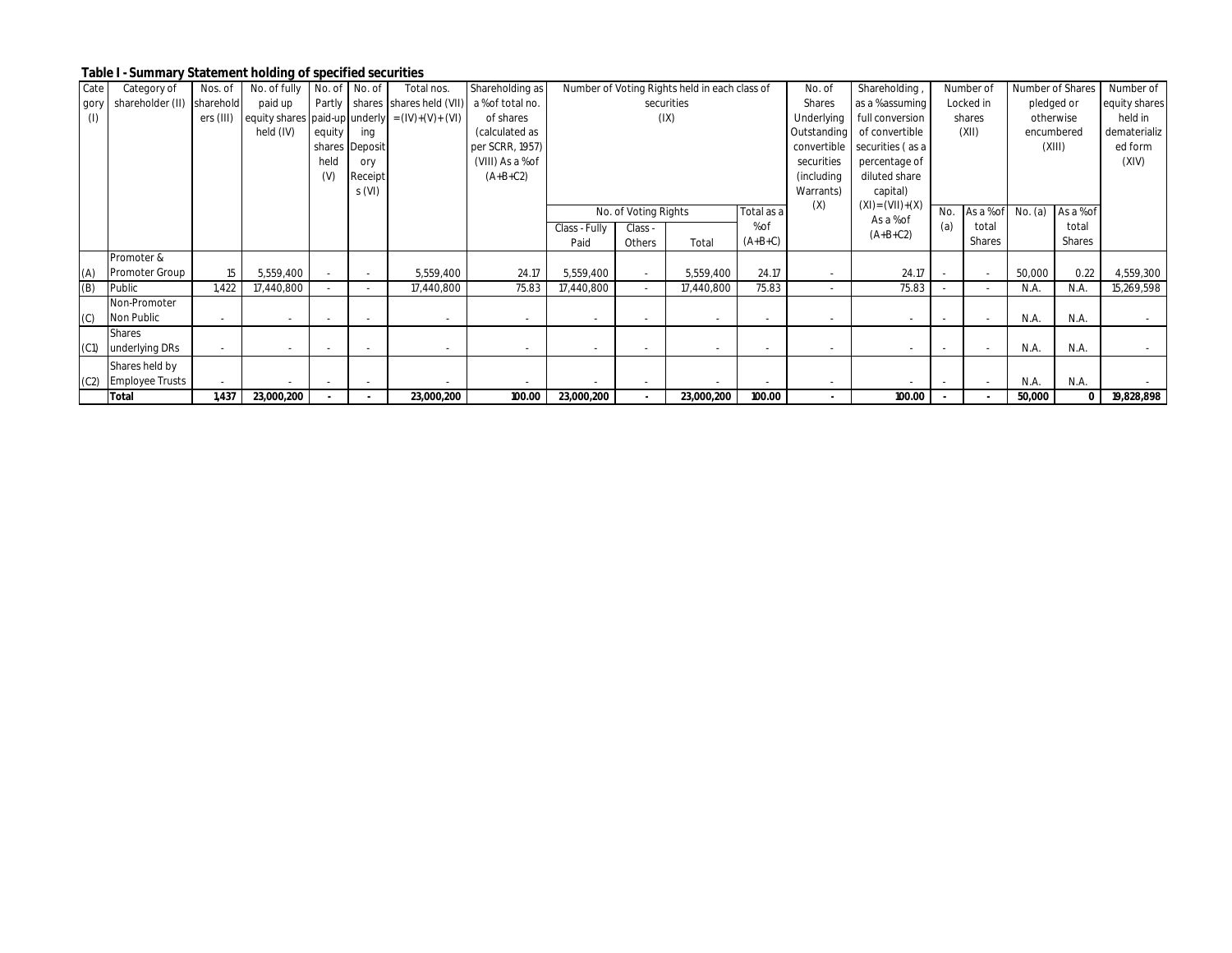### Table I - Summary Statement holding of specified securities

| Category (I) | Category of shareholder (II) | Nos. of shareholders (III) | No. of fully paid up equity shares held (IV) | No. of Partly paid-up equity shares held (V) | No. of shares underlying Depository Receipts (VI) | Total nos. shares held (VII) = (IV)+(V)+ (VI) | Shareholding as a % of total no. of shares (calculated as per SCRR, 1957) (VIII) As a % of (A+B+C2) | Number of Voting Rights held in each class of securities (IX) | | | | No. of Shares Underlying Outstanding convertible securities (including Warrants) (X) | Shareholding , as a % assuming full conversion of convertible securities ( as a percentage of diluted share capital) (XI)= (VII)+(X) As a % of (A+B+C2) | Number of Locked in shares (XII) | | Number of Shares pledged or otherwise encumbered (XIII) | | Number of equity shares held in dematerialized form (XIV) |
|---|---|---|---|---|---|---|---|---|---|---|---|---|---|---|---|---|---|---|
| | | | | | | | | No. of Voting Rights | | | Total as a % of (A+B+C) | | | No. (a) | As a % of total Shares | No. (a) | As a % of total Shares | |
| | | | | | | | | Class - Fully Paid | Class - Others | Total | | | | | | | | |
| (A) | Promoter & Promoter Group | 15 | 5,559,400 | - | - | 5,559,400 | 24.17 | 5,559,400 | - | 5,559,400 | 24.17 | - | 24.17 | - | - | 50,000 | 0.22 | 4,559,300 |
| (B) | Public | 1,422 | 17,440,800 | - | - | 17,440,800 | 75.83 | 17,440,800 | - | 17,440,800 | 75.83 | - | 75.83 | - | - | N.A. | N.A. | 15,269,598 |
| (C) | Non-Promoter Non Public | - | - | - | - | - | - | - | - | - | - | - | - | - | - | N.A. | N.A. | - |
| (C1) | Shares underlying DRs | - | - | - | - | - | - | - | - | - | - | - | - | - | - | N.A. | N.A. | - |
| (C2) | Shares held by Employee Trusts | - | - | - | - | - | - | - | - | - | - | - | - | - | - | N.A. | N.A. | - |
| | **Total** | **1,437** | **23,000,200** | **-** | **-** | **23,000,200** | **100.00** | **23,000,200** | **-** | **23,000,200** | **100.00** | **-** | **100.00** | **-** | **-** | **50,000** | **0** | **19,828,898** |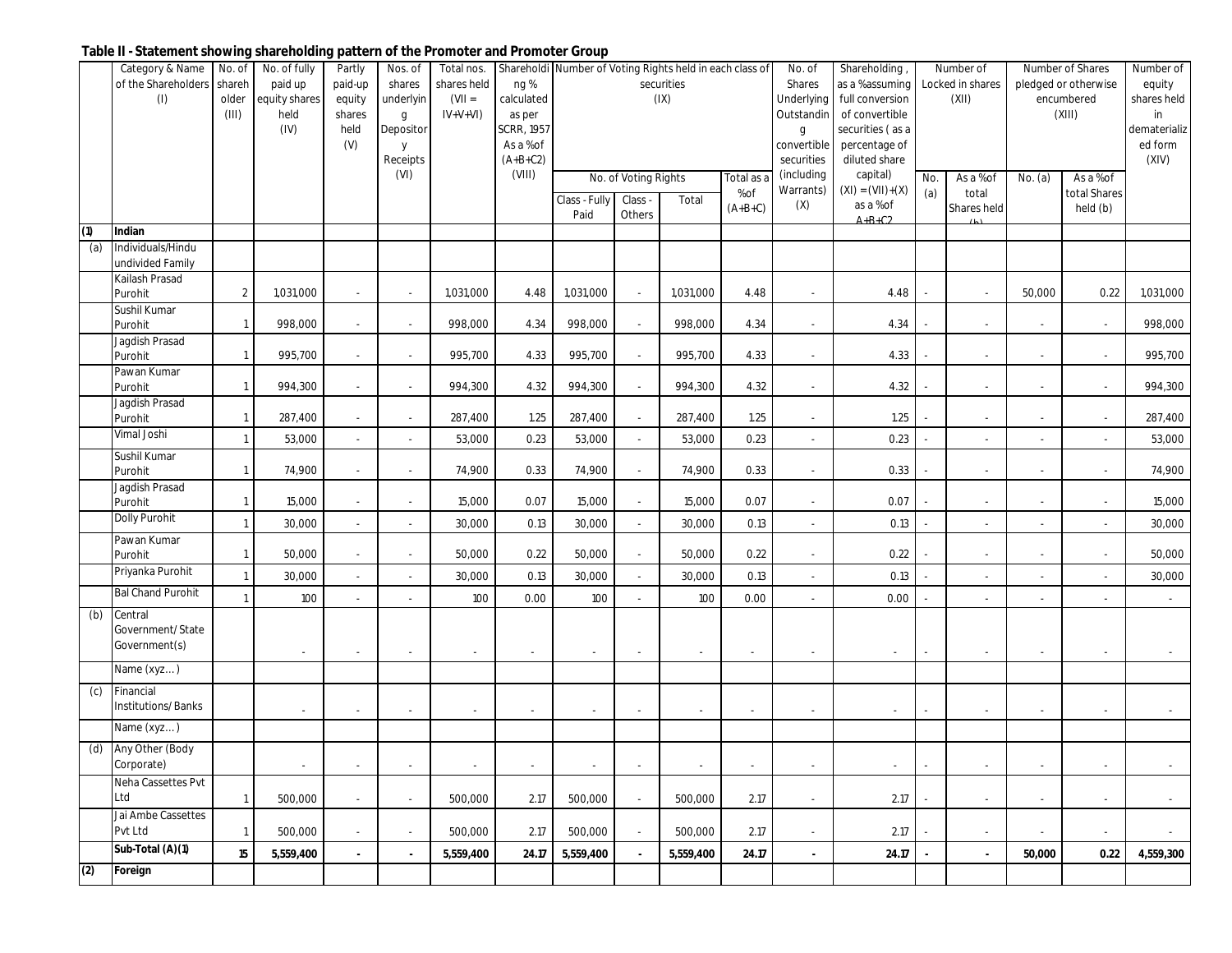## Table II - Statement showing shareholding pattern of the Promoter and Promoter Group

| | Category & Name of the Shareholders (I) | No. of shareholder (III) | No. of fully paid up equity shares held (IV) | Partly paid-up equity shares held (V) | Nos. of shares underlying Depository Receipts (VI) | Total nos. shares held (VII = IV+V+VI) | Shareholding % calculated as per SCRR, 1957 As a % of (A+B+C2) (VIII) | Number of Voting Rights held in each class of securities (IX) | | | | No. of Shares Underlying Outstanding convertible securities (including Warrants) (X) | Shareholding , as a % assuming full conversion of convertible securities ( as a percentage of diluted share capital) (XI) = (VII)+(X) as a % of A+B+C2 | Number of Locked in shares (XII) | | Number of Shares pledged or otherwise encumbered (XIII) | | Number of equity shares held in dematerialized form (XIV) |
|---|---|---|---|---|---|---|---|---|---|---|---|---|---|---|---|---|---|---|
| | | | | | | | | No. of Voting Rights | | | Total as a % of (A+B+C) | | | No. (a) | As a % of total Shares held (b) | No. (a) | As a % of total Shares held (b) | |
| | | | | | | | | Class - Fully Paid | Class - Others | Total | | | | | | | | |
| (1) | Indian | | | | | | | | | | | | | | | | | |
| (a) | Individuals/Hindu undivided Family | | | | | | | | | | | | | | | | | |
| | Kailash Prasad Purohit | 2 | 1,031,000 | - | - | 1,031,000 | 4.48 | 1,031,000 | - | 1,031,000 | 4.48 | - | 4.48 | - | - | 50,000 | 0.22 | 1,031,000 |
| | Sushil Kumar Purohit | 1 | 998,000 | - | - | 998,000 | 4.34 | 998,000 | - | 998,000 | 4.34 | - | 4.34 | - | - | - | - | 998,000 |
| | Jagdish Prasad Purohit | 1 | 995,700 | - | - | 995,700 | 4.33 | 995,700 | - | 995,700 | 4.33 | - | 4.33 | - | - | - | - | 995,700 |
| | Pawan Kumar Purohit | 1 | 994,300 | - | - | 994,300 | 4.32 | 994,300 | - | 994,300 | 4.32 | - | 4.32 | - | - | - | - | 994,300 |
| | Jagdish Prasad Purohit | 1 | 287,400 | - | - | 287,400 | 1.25 | 287,400 | - | 287,400 | 1.25 | - | 1.25 | - | - | - | - | 287,400 |
| | Vimal Joshi | 1 | 53,000 | - | - | 53,000 | 0.23 | 53,000 | - | 53,000 | 0.23 | - | 0.23 | - | - | - | - | 53,000 |
| | Sushil Kumar Purohit | 1 | 74,900 | - | - | 74,900 | 0.33 | 74,900 | - | 74,900 | 0.33 | - | 0.33 | - | - | - | - | 74,900 |
| | Jagdish Prasad Purohit | 1 | 15,000 | - | - | 15,000 | 0.07 | 15,000 | - | 15,000 | 0.07 | - | 0.07 | - | - | - | - | 15,000 |
| | Dolly Purohit | 1 | 30,000 | - | - | 30,000 | 0.13 | 30,000 | - | 30,000 | 0.13 | - | 0.13 | - | - | - | - | 30,000 |
| | Pawan Kumar Purohit | 1 | 50,000 | - | - | 50,000 | 0.22 | 50,000 | - | 50,000 | 0.22 | - | 0.22 | - | - | - | - | 50,000 |
| | Priyanka Purohit | 1 | 30,000 | - | - | 30,000 | 0.13 | 30,000 | - | 30,000 | 0.13 | - | 0.13 | - | - | - | - | 30,000 |
| | Bal Chand Purohit | 1 | 100 | - | - | 100 | 0.00 | 100 | - | 100 | 0.00 | - | 0.00 | - | - | - | - | - |
| (b) | Central Government/ State Government(s) | | - | - | - | - | - | - | - | - | - | - | - | - | - | - | - | - |
| | Name (xyz...) | | | | | | | | | | | | | | | | | |
| (c) | Financial Institutions/ Banks | | - | - | - | - | - | - | - | - | - | - | - | - | - | - | - | - |
| | Name (xyz...) | | | | | | | | | | | | | | | | | |
| (d) | Any Other (Body Corporate) | | - | - | - | - | - | - | - | - | - | - | - | - | - | - | - | - |
| | Neha Cassettes Pvt Ltd | 1 | 500,000 | - | - | 500,000 | 2.17 | 500,000 | - | 500,000 | 2.17 | - | 2.17 | - | - | - | - | - |
| | Jai Ambe Cassettes Pvt Ltd | 1 | 500,000 | - | - | 500,000 | 2.17 | 500,000 | - | 500,000 | 2.17 | - | 2.17 | - | - | - | - | - |
| | **Sub-Total (A)(1)** | **15** | **5,559,400** | **-** | **-** | **5,559,400** | **24.17** | **5,559,400** | **-** | **5,559,400** | **24.17** | **-** | **24.17** | **-** | **-** | **50,000** | **0.22** | **4,559,300** |
| (2) | **Foreign** | | | | | | | | | | | | | | | | | |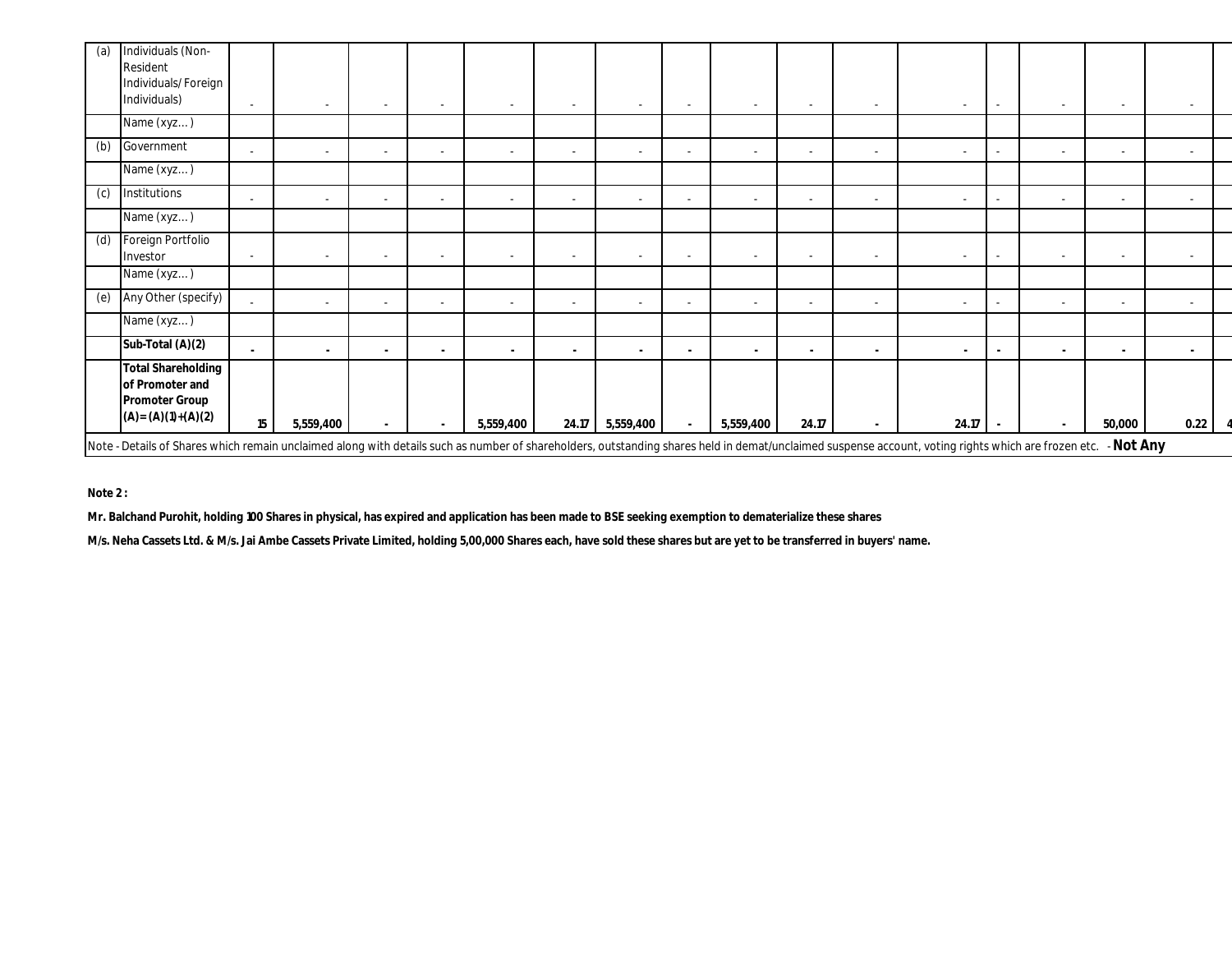| (a) | Individuals (Non-Resident Individuals/ Foreign Individuals) | - | - | - | - | - | - | - | - | - | - | - | - | - | - | - | - | |
|---|---|---|---|---|---|---|---|---|---|---|---|---|---|---|---|---|---|---|
| | Name (xyz… ) | | | | | | | | | | | | | | | | | |
| (b) | Government | - | - | - | - | - | - | - | - | - | - | - | - | - | - | - | - | |
| | Name (xyz… ) | | | | | | | | | | | | | | | | | |
| (c) | Institutions | - | - | - | - | - | - | - | - | - | - | - | - | - | - | - | - | |
| | Name (xyz… ) | | | | | | | | | | | | | | | | | |
| (d) | Foreign Portfolio Investor | - | - | - | - | - | - | - | - | - | - | - | - | - | - | - | - | |
| | Name (xyz… ) | | | | | | | | | | | | | | | | | |
| (e) | Any Other (specify) | - | - | - | - | - | - | - | - | - | - | - | - | - | - | - | - | |
| | Name (xyz… ) | | | | | | | | | | | | | | | | | |
| | **Sub-Total (A)(2)** | **-** | **-** | **-** | **-** | **-** | **-** | **-** | **-** | **-** | **-** | **-** | **-** | **-** | **-** | **-** | **-** | |
| | **Total Shareholding of Promoter and Promoter Group (A)=(A)(1)+(A)(2)** | **15** | **5,559,400** | **-** | **-** | **5,559,400** | **24.17** | **5,559,400** | **-** | **5,559,400** | **24.17** | **-** | **24.17** | **-** | **-** | **50,000** | **0.22** | **4** |

Note - Details of Shares which remain unclaimed along with details such as number of shareholders, outstanding shares held in demat/unclaimed suspense account, voting rights which are frozen etc. - **Not Any**

**Note 2 :**

**Mr. Balchand Purohit, holding 100 Shares in physical, has expired and application has been made to BSE seeking exemption to dematerialize these shares**

**M/s. Neha Cassets Ltd. & M/s. Jai Ambe Cassets Private Limited, holding 5,00,000 Shares each, have sold these shares but are yet to be transferred in buyers' name.**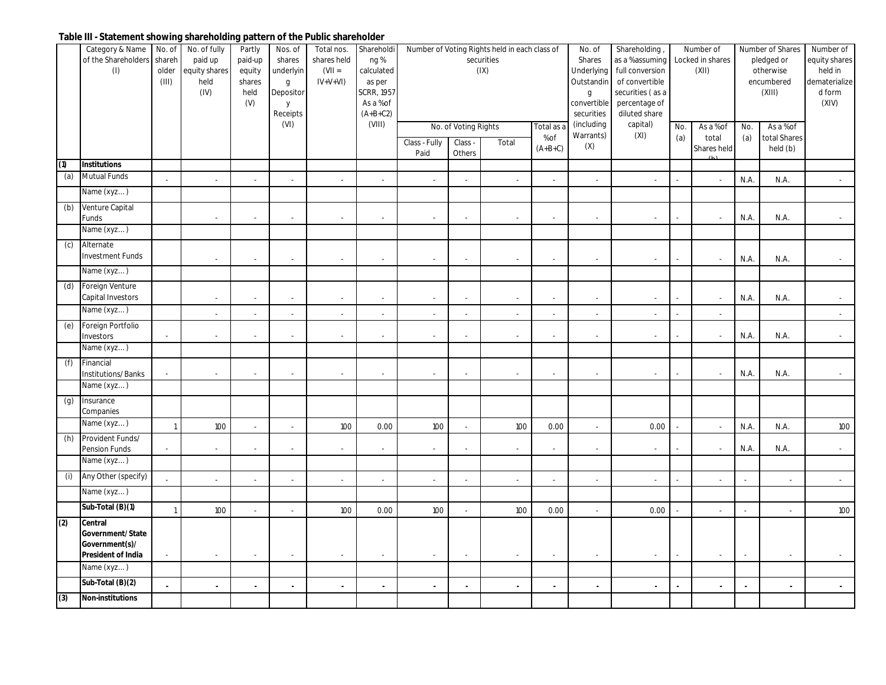### Table III - Statement showing shareholding pattern of the Public shareholder

| | Category & Name of the Shareholders (I) | No. of shareholder (III) | No. of fully paid up equity shares held (IV) | Partly paid-up equity shares held (V) | Nos. of shares underlying Depository Receipts (VI) | Total nos. shares held (VII = IV+V+VI) | Shareholding % calculated as per SCRR, 1957 As a % of (A+B+C2) (VIII) | Number of Voting Rights held in each class of securities (IX) | | | | No. of Shares Underlying Outstanding convertible securities (including Warrants) (X) | Shareholding , as a % assuming full conversion of convertible securities ( as a percentage of diluted share capital) (XI) | Number of Locked in shares (XII) | | Number of Shares pledged or otherwise encumbered (XIII) | | Number of equity shares held in dematerialized form (XIV) |
|---|---|---|---|---|---|---|---|---|---|---|---|---|---|---|---|---|---|---|
| | | | | | | | | No. of Voting Rights | | | Total as a % of (A+B+C) | | | No. (a) | As a % of total Shares held (b) | No. (a) | As a % of total Shares held (b) | |
| | | | | | | | | Class - Fully Paid | Class - Others | Total | | | | | | | | |
| (1) | **Institutions** | | | | | | | | | | | | | | | | | |
| (a) | Mutual Funds | - | - | - | - | - | - | - | - | - | - | - | - | - | - | N.A. | N.A. | - |
| | Name (xyz...) | | | | | | | | | | | | | | | | | |
| (b) | Venture Capital Funds | | - | - | - | - | - | - | - | - | - | - | - | - | - | N.A. | N.A. | - |
| | Name (xyz...) | | | | | | | | | | | | | | | | | |
| (c) | Alternate Investment Funds | | - | - | - | - | - | - | - | - | - | - | - | - | - | N.A. | N.A. | - |
| | Name (xyz...) | | | | | | | | | | | | | | | | | |
| (d) | Foreign Venture Capital Investors | | - | - | - | - | - | - | - | - | - | - | - | - | - | N.A. | N.A. | - |
| | Name (xyz...) | | - | - | - | - | - | - | - | - | - | - | - | - | - | | | - |
| (e) | Foreign Portfolio Investors | - | - | - | - | - | - | - | - | - | - | - | - | - | - | N.A. | N.A. | - |
| | Name (xyz...) | | | | | | | | | | | | | | | | | |
| (f) | Financial Institutions/ Banks | - | - | - | - | - | - | - | - | - | - | - | - | - | - | N.A. | N.A. | - |
| | Name (xyz...) | | | | | | | | | | | | | | | | | |
| (g) | Insurance Companies | | | | | | | | | | | | | | | | | |
| | Name (xyz...) | 1 | 100 | - | - | 100 | 0.00 | 100 | - | 100 | 0.00 | - | 0.00 | - | - | N.A. | N.A. | 100 |
| (h) | Provident Funds/ Pension Funds | - | - | - | - | - | - | - | - | - | - | - | - | - | - | N.A. | N.A. | - |
| | Name (xyz...) | | | | | | | | | | | | | | | | | |
| (i) | Any Other (specify) | - | - | - | - | - | - | - | - | - | - | - | - | - | - | - | - | - |
| | Name (xyz...) | | | | | | | | | | | | | | | | | |
| | **Sub-Total (B)(1)** | 1 | 100 | - | - | 100 | 0.00 | 100 | - | 100 | 0.00 | - | 0.00 | - | - | - | - | 100 |
| (2) | **Central Government/ State Government(s)/ President of India** | - | - | - | - | - | - | - | - | - | - | - | - | - | - | - | - | - |
| | Name (xyz...) | | | | | | | | | | | | | | | | | |
| | **Sub-Total (B)(2)** | - | - | - | - | - | - | - | - | - | - | - | - | - | - | - | - | - |
| (3) | **Non-institutions** | | | | | | | | | | | | | | | | | |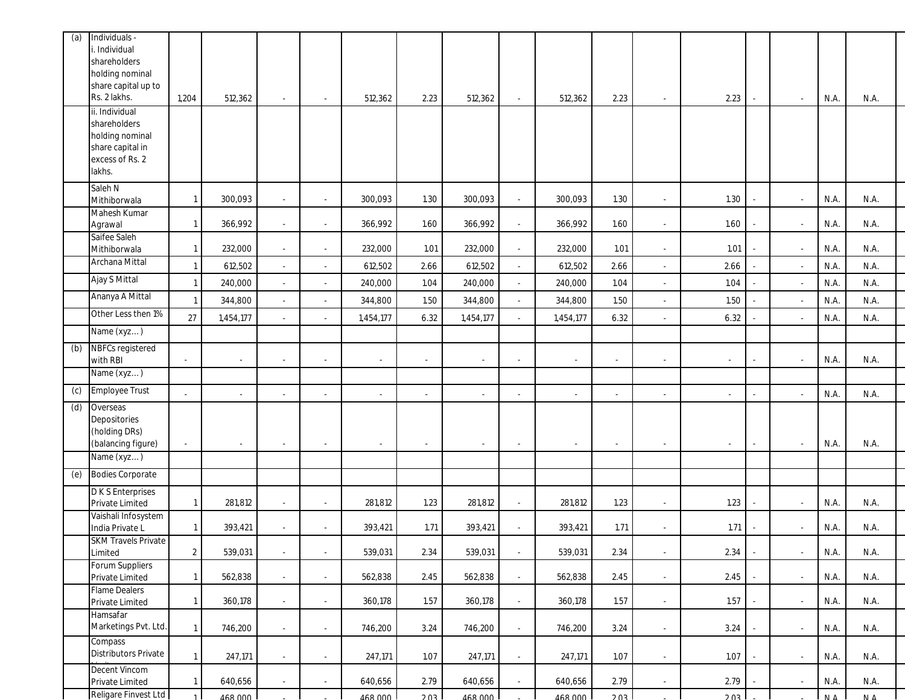| (a) | Individuals - i. Individual shareholders holding nominal share capital up to Rs. 2 lakhs. | 1,204 | 512,362 | - | - | 512,362 | 2.23 | 512,362 | - | 512,362 | 2.23 | - | 2.23 | - | - | N.A. | N.A. |
|---|---|---|---|---|---|---|---|---|---|---|---|---|---|---|---|---|---|
| | ii. Individual shareholders holding nominal share capital in excess of Rs. 2 lakhs. | | | | | | | | | | | | | | | | |
| | Saleh N Mithiborwala | 1 | 300,093 | - | - | 300,093 | 1.30 | 300,093 | - | 300,093 | 1.30 | - | 1.30 | - | - | N.A. | N.A. |
| | Mahesh Kumar Agrawal | 1 | 366,992 | - | - | 366,992 | 1.60 | 366,992 | - | 366,992 | 1.60 | - | 1.60 | - | - | N.A. | N.A. |
| | Saifee Saleh Mithiborwala | 1 | 232,000 | - | - | 232,000 | 1.01 | 232,000 | - | 232,000 | 1.01 | - | 1.01 | - | - | N.A. | N.A. |
| | Archana Mittal | 1 | 612,502 | - | - | 612,502 | 2.66 | 612,502 | - | 612,502 | 2.66 | - | 2.66 | - | - | N.A. | N.A. |
| | Ajay S Mittal | 1 | 240,000 | - | - | 240,000 | 1.04 | 240,000 | - | 240,000 | 1.04 | - | 1.04 | - | - | N.A. | N.A. |
| | Ananya A Mittal | 1 | 344,800 | - | - | 344,800 | 1.50 | 344,800 | - | 344,800 | 1.50 | - | 1.50 | - | - | N.A. | N.A. |
| | Other Less then 1% | 27 | 1,454,177 | - | - | 1,454,177 | 6.32 | 1,454,177 | - | 1,454,177 | 6.32 | - | 6.32 | - | - | N.A. | N.A. |
| | Name (xyz… ) | | | | | | | | | | | | | | | | |
| (b) | NBFCs registered with RBI | - | - | - | - | - | - | - | - | - | - | - | - | - | - | N.A. | N.A. |
| | Name (xyz… ) | | | | | | | | | | | | | | | | |
| (c) | Employee Trust | - | - | - | - | - | - | - | - | - | - | - | - | - | - | N.A. | N.A. |
| (d) | Overseas Depositories (holding DRs) (balancing figure) | - | - | - | - | - | - | - | - | - | - | - | - | - | - | N.A. | N.A. |
| | Name (xyz… ) | | | | | | | | | | | | | | | | |
| (e) | Bodies Corporate | | | | | | | | | | | | | | | | |
| | D K S Enterprises Private Limited | 1 | 281,812 | - | - | 281,812 | 1.23 | 281,812 | - | 281,812 | 1.23 | - | 1.23 | - | - | N.A. | N.A. |
| | Vaishali Infosystem India Private L | 1 | 393,421 | - | - | 393,421 | 1.71 | 393,421 | - | 393,421 | 1.71 | - | 1.71 | - | - | N.A. | N.A. |
| | SKM Travels Private Limited | 2 | 539,031 | - | - | 539,031 | 2.34 | 539,031 | - | 539,031 | 2.34 | - | 2.34 | - | - | N.A. | N.A. |
| | Forum Suppliers Private Limited | 1 | 562,838 | - | - | 562,838 | 2.45 | 562,838 | - | 562,838 | 2.45 | - | 2.45 | - | - | N.A. | N.A. |
| | Flame Dealers Private Limited | 1 | 360,178 | - | - | 360,178 | 1.57 | 360,178 | - | 360,178 | 1.57 | - | 1.57 | - | - | N.A. | N.A. |
| | Hamsafar Marketings Pvt. Ltd. | 1 | 746,200 | - | - | 746,200 | 3.24 | 746,200 | - | 746,200 | 3.24 | - | 3.24 | - | - | N.A. | N.A. |
| | Compass Distributors Private Limited | 1 | 247,171 | - | - | 247,171 | 1.07 | 247,171 | - | 247,171 | 1.07 | - | 1.07 | - | - | N.A. | N.A. |
| | Decent Vincom Private Limited | 1 | 640,656 | - | - | 640,656 | 2.79 | 640,656 | - | 640,656 | 2.79 | - | 2.79 | - | - | N.A. | N.A. |
| | Religare Finvest Ltd | 1 | 468,000 | - | - | 468,000 | 2.03 | 468,000 | - | 468,000 | 2.03 | - | 2.03 | - | - | N.A. | N.A. |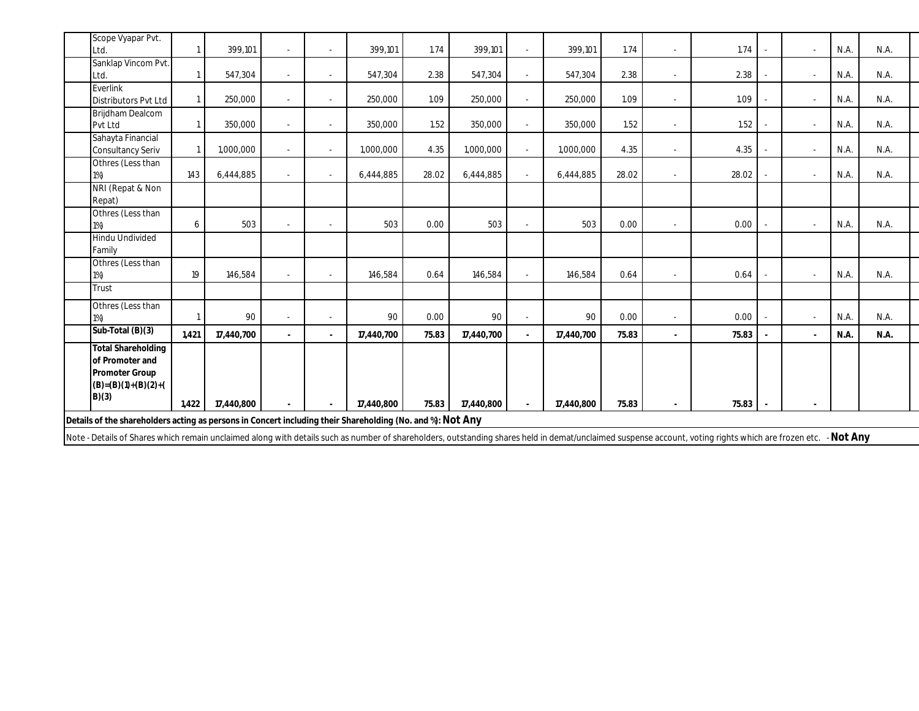| | Scope Vyapar Pvt. Ltd. | 1 | 399,101 | - | - | 399,101 | 1.74 | 399,101 | - | 399,101 | 1.74 | - | 1.74 | - | - | N.A. | N.A. |
|---|---|---|---|---|---|---|---|---|---|---|---|---|---|---|---|---|---|
| | Sanklap Vincom Pvt. Ltd. | 1 | 547,304 | - | - | 547,304 | 2.38 | 547,304 | - | 547,304 | 2.38 | - | 2.38 | - | - | N.A. | N.A. |
| | Everlink Distributors Pvt Ltd | 1 | 250,000 | - | - | 250,000 | 1.09 | 250,000 | - | 250,000 | 1.09 | - | 1.09 | - | - | N.A. | N.A. |
| | Brijdham Dealcom Pvt Ltd | 1 | 350,000 | - | - | 350,000 | 1.52 | 350,000 | - | 350,000 | 1.52 | - | 1.52 | - | - | N.A. | N.A. |
| | Sahayta Financial Consultancy Seriv | 1 | 1,000,000 | - | - | 1,000,000 | 4.35 | 1,000,000 | - | 1,000,000 | 4.35 | - | 4.35 | - | - | N.A. | N.A. |
| | Othres (Less than 1%) | 143 | 6,444,885 | - | - | 6,444,885 | 28.02 | 6,444,885 | - | 6,444,885 | 28.02 | - | 28.02 | - | - | N.A. | N.A. |
| | NRI (Repat & Non Repat) | | | | | | | | | | | | | | | | |
| | Othres (Less than 1%) | 6 | 503 | - | - | 503 | 0.00 | 503 | - | 503 | 0.00 | - | 0.00 | - | - | N.A. | N.A. |
| | Hindu Undivided Family | | | | | | | | | | | | | | | | |
| | Othres (Less than 1%) | 19 | 146,584 | - | - | 146,584 | 0.64 | 146,584 | - | 146,584 | 0.64 | - | 0.64 | - | - | N.A. | N.A. |
| | Trust | | | | | | | | | | | | | | | | |
| | Othres (Less than 1%) | 1 | 90 | - | - | 90 | 0.00 | 90 | - | 90 | 0.00 | - | 0.00 | - | - | N.A. | N.A. |
| | **Sub-Total (B)(3)** | **1,421** | **17,440,700** | **-** | **-** | **17,440,700** | **75.83** | **17,440,700** | **-** | **17,440,700** | **75.83** | **-** | **75.83** | **-** | **-** | **N.A.** | **N.A.** |
| | **Total Shareholding of Promoter and Promoter Group (B)=(B)(1)+(B)(2)+(B)(3)** | **1,422** | **17,440,800** | **-** | **-** | **17,440,800** | **75.83** | **17,440,800** | **-** | **17,440,800** | **75.83** | **-** | **75.83** | **-** | **-** | | |

**Details of the shareholders acting as persons in Concert including their Shareholding (No. and %): Not Any**

Note - Details of Shares which remain unclaimed along with details such as number of shareholders, outstanding shares held in demat/unclaimed suspense account, voting rights which are frozen etc. - **Not Any**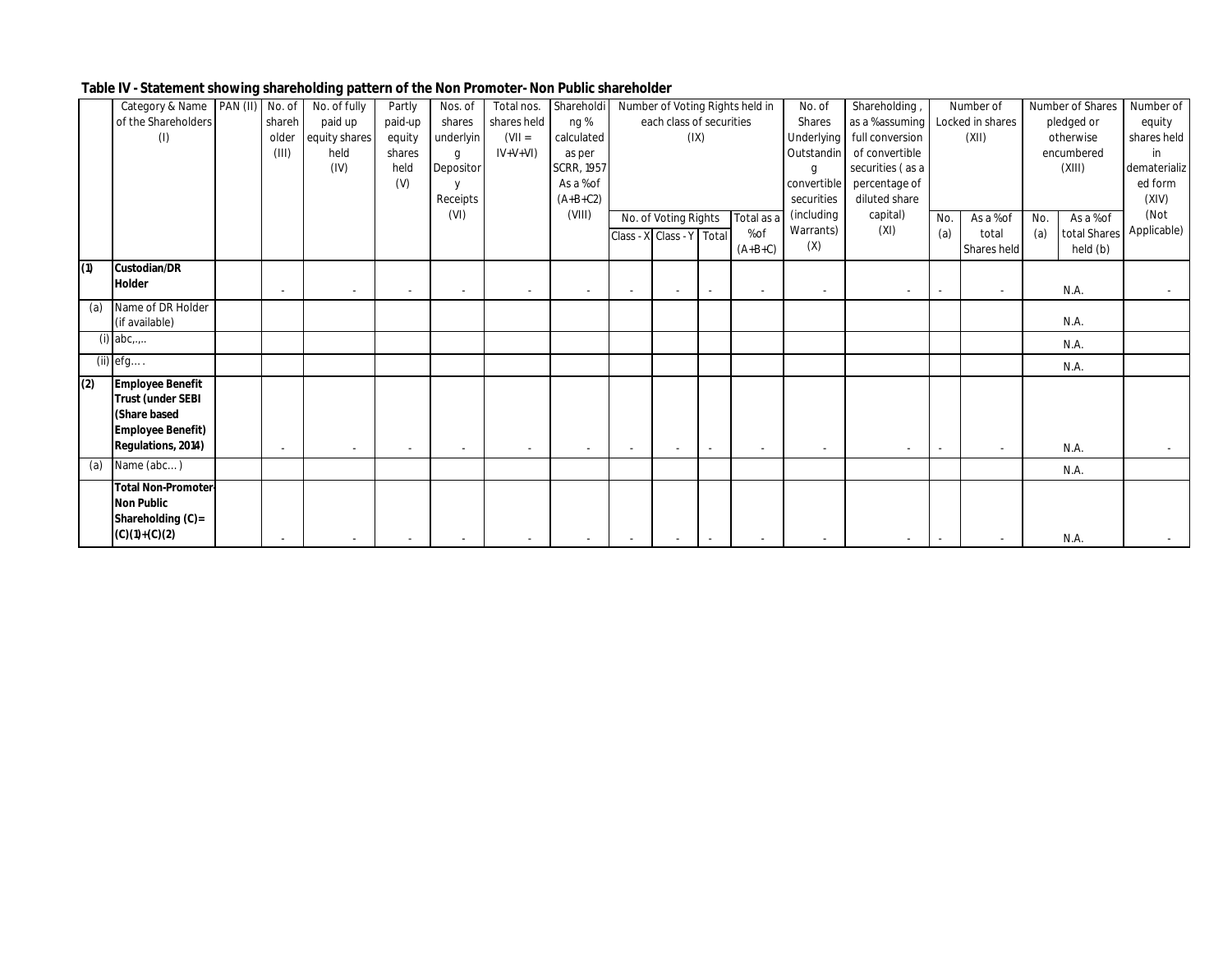**Table IV - Statement showing shareholding pattern of the Non Promoter- Non Public shareholder**

| | Category & Name of the Shareholders (I) | PAN (II) | No. of shareholder (III) | No. of fully paid up equity shares held (IV) | Partly paid-up equity shares held (V) | Nos. of shares underlying Depository Receipts (VI) | Total nos. shares held (VII = IV+V+VI) | Shareholding % calculated as per SCRR, 1957 As a % of (A+B+C2) (VIII) | Number of Voting Rights held in each class of securities (IX) | | | | No. of Shares Underlying Outstanding convertible securities (including Warrants) (X) | Shareholding , as a % assuming full conversion of convertible securities ( as a percentage of diluted share capital) (XI) | Number of Locked in shares (XII) | | Number of Shares pledged or otherwise encumbered (XIII) | | Number of equity shares held in dematerialized form (XIV) (Not Applicable) |
|---|---|---|---|---|---|---|---|---|---|---|---|---|---|---|---|---|---|---|---|
| | | | | | | | | | No. of Voting Rights | | | Total as a % of (A+B+C) | | | No. (a) | As a % of total Shares held | No. (a) | As a % of total Shares held (b) | |
| | | | | | | | | | Class - X | Class - Y | Total | | | | | | | | |
| **(1)** | **Custodian/DR Holder** | | - | - | - | - | - | - | - | - | - | - | - | - | - | - | N.A. | | - |
| (a) | Name of DR Holder (if available) | | | | | | | | | | | | | | | | N.A. | | |
| (i) | abc,.,.. | | | | | | | | | | | | | | | | N.A. | | |
| (ii) | efg.... | | | | | | | | | | | | | | | | N.A. | | |
| **(2)** | **Employee Benefit Trust (under SEBI (Share based Employee Benefit) Regulations, 2014)** | | - | - | - | - | - | - | - | - | - | - | - | - | - | - | N.A. | | - |
| (a) | Name (abc... ) | | | | | | | | | | | | | | | | N.A. | | |
| | **Total Non-Promoter-Non Public Shareholding (C)= (C)(1)+(C)(2)** | | - | - | - | - | - | - | - | - | - | - | - | - | - | - | N.A. | | - |